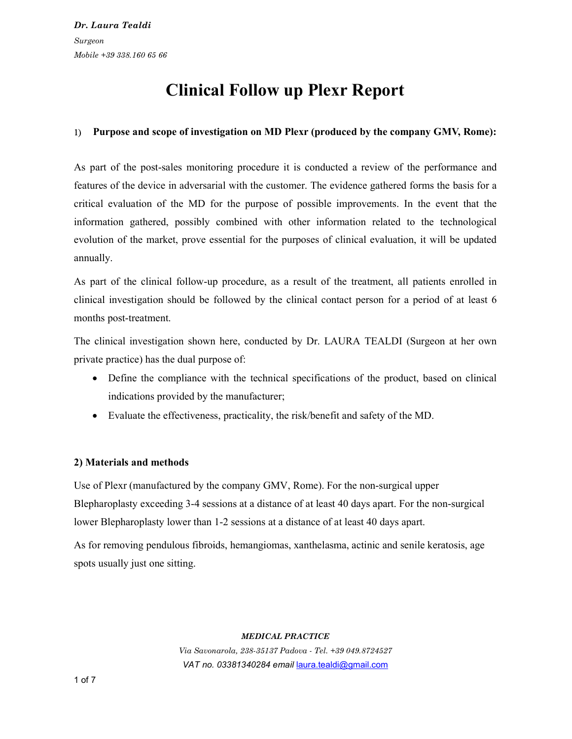***Dr. Laura Tealdi***

*Surgeon*

*Mobile +39 338.160 65 66*

# Clinical Follow up Plexr Report

## 1) Purpose and scope of investigation on MD Plexr (produced by the company GMV, Rome):

As part of the post-sales monitoring procedure it is conducted a review of the performance and features of the device in adversarial with the customer. The evidence gathered forms the basis for a critical evaluation of the MD for the purpose of possible improvements. In the event that the information gathered, possibly combined with other information related to the technological evolution of the market, prove essential for the purposes of clinical evaluation, it will be updated annually.

As part of the clinical follow-up procedure, as a result of the treatment, all patients enrolled in clinical investigation should be followed by the clinical contact person for a period of at least 6 months post-treatment.

The clinical investigation shown here, conducted by Dr. LAURA TEALDI (Surgeon at her own private practice) has the dual purpose of:

- Define the compliance with the technical specifications of the product, based on clinical indications provided by the manufacturer;
- Evaluate the effectiveness, practicality, the risk/benefit and safety of the MD.

## 2) Materials and methods

Use of Plexr (manufactured by the company GMV, Rome). For the non-surgical upper Blepharoplasty exceeding 3-4 sessions at a distance of at least 40 days apart. For the non-surgical lower Blepharoplasty lower than 1-2 sessions at a distance of at least 40 days apart.

As for removing pendulous fibroids, hemangiomas, xanthelasma, actinic and senile keratosis, age spots usually just one sitting.

***MEDICAL PRACTICE***

*Via Savonarola, 238-35137 Padova - Tel. +39 049.8724527*

*VAT no. 03381340284 email* laura.tealdi@gmail.com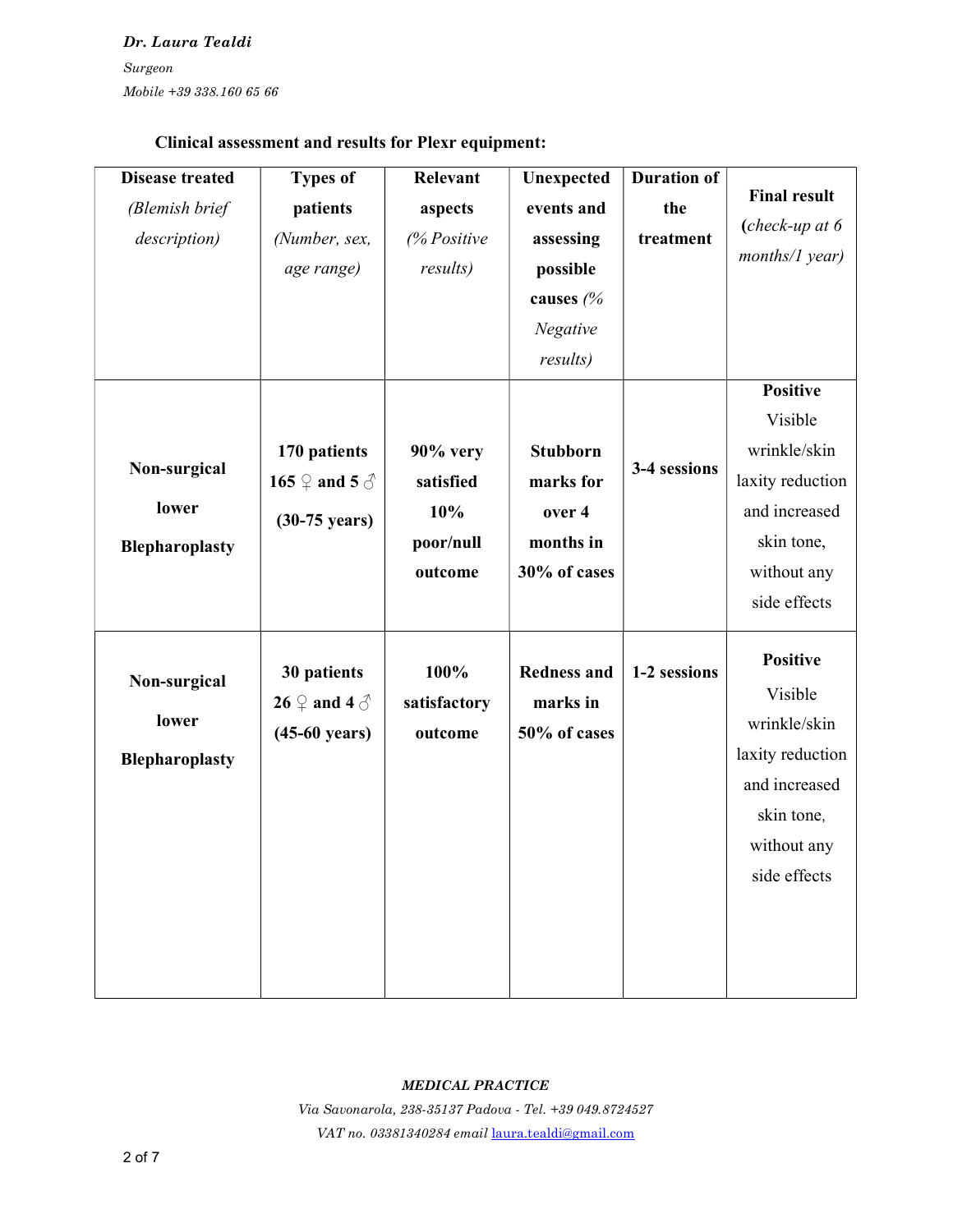**Dr. Laura Tealdi**

*Surgeon*

*Mobile +39 338.160 65 66*

**Clinical assessment and results for Plexr equipment:**

| **Disease treated** *(Blemish brief description)* | **Types of patients** *(Number, sex, age range)* | **Relevant aspects** *(% Positive results)* | **Unexpected events and assessing possible causes** *(% Negative results)* | **Duration of the treatment** | **Final result (***check-up at 6 months/1 year)* |
|---|---|---|---|---|---|
| **Non-surgical lower Blepharoplasty** | **170 patients 165 ♀ and 5 ♂ (30-75 years)** | **90% very satisfied 10% poor/null outcome** | **Stubborn marks for over 4 months in 30% of cases** | **3-4 sessions** | **Positive** Visible wrinkle/skin laxity reduction and increased skin tone, without any side effects |
| **Non-surgical lower Blepharoplasty** | **30 patients 26 ♀ and 4 ♂ (45-60 years)** | **100% satisfactory outcome** | **Redness and marks in 50% of cases** | **1-2 sessions** | **Positive** Visible wrinkle/skin laxity reduction and increased skin tone, without any side effects |

***MEDICAL PRACTICE***

*Via Savonarola, 238-35137 Padova - Tel. +39 049.8724527*

*VAT no. 03381340284 email* laura.tealdi@gmail.com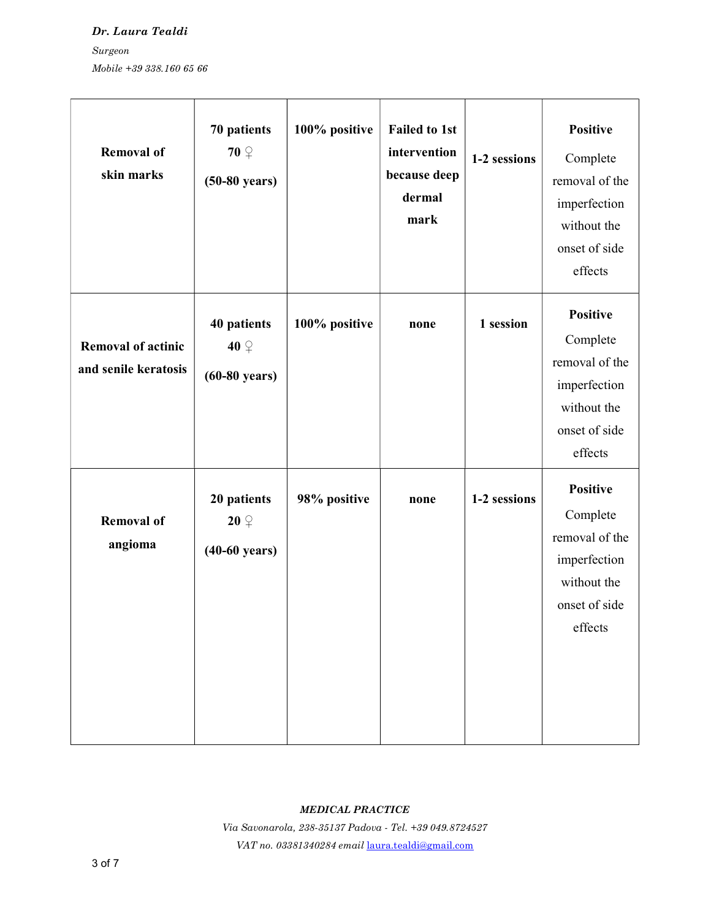| | | | | | |
|---|---|---|---|---|---|
| **Removal of skin marks** | **70 patients**<br>**70 ♀**<br>**(50-80 years)** | **100% positive** | **Failed to 1st intervention because deep dermal mark** | **1-2 sessions** | **Positive**<br>Complete removal of the imperfection without the onset of side effects |
| **Removal of actinic and senile keratosis** | **40 patients**<br>**40 ♀**<br>**(60-80 years)** | **100% positive** | **none** | **1 session** | **Positive**<br>Complete removal of the imperfection without the onset of side effects |
| **Removal of angioma** | **20 patients**<br>**20 ♀**<br>**(40-60 years)** | **98% positive** | **none** | **1-2 sessions** | **Positive**<br>Complete removal of the imperfection without the onset of side effects |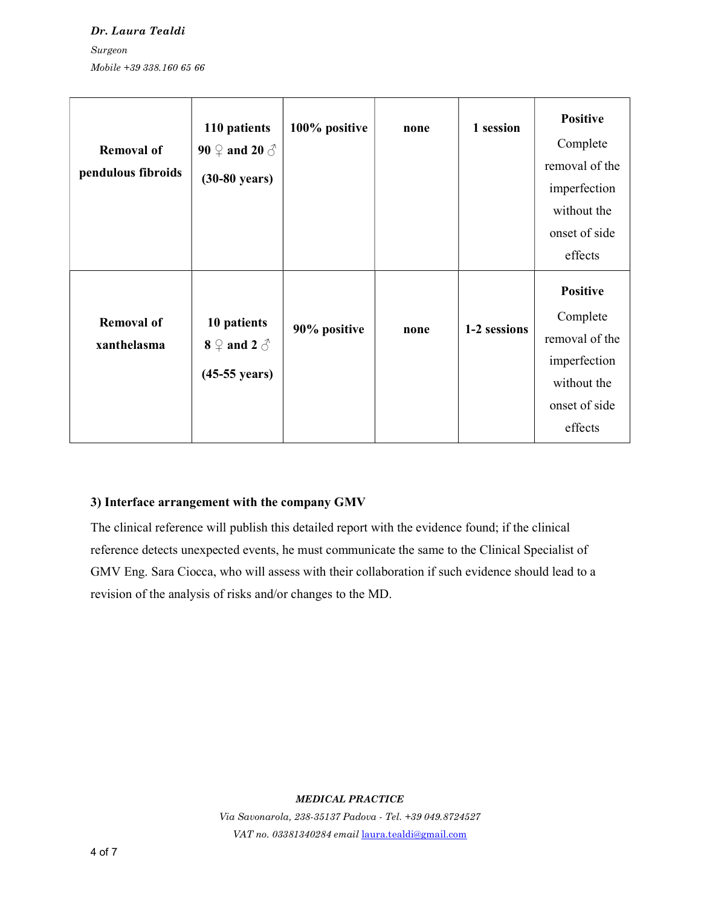| | | | | | |
|---|---|---|---|---|---|
| **Removal of pendulous fibroids** | **110 patients 90 ♀ and 20 ♂ (30-80 years)** | **100% positive** | **none** | **1 session** | **Positive** Complete removal of the imperfection without the onset of side effects |
| **Removal of xanthelasma** | **10 patients 8 ♀ and 2 ♂ (45-55 years)** | **90% positive** | **none** | **1-2 sessions** | **Positive** Complete removal of the imperfection without the onset of side effects |

**3) Interface arrangement with the company GMV**

The clinical reference will publish this detailed report with the evidence found; if the clinical reference detects unexpected events, he must communicate the same to the Clinical Specialist of GMV Eng. Sara Ciocca, who will assess with their collaboration if such evidence should lead to a revision of the analysis of risks and/or changes to the MD.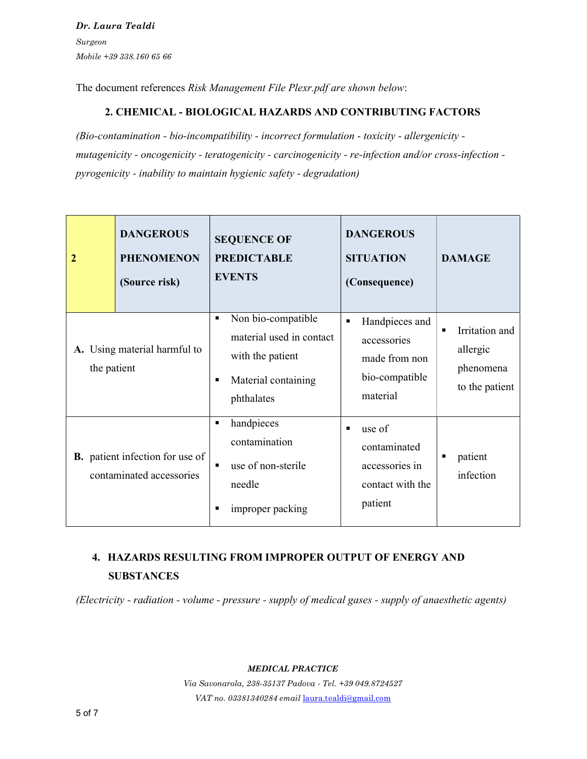The document references *Risk Management File Plexr.pdf are shown below*:

## 2. CHEMICAL - BIOLOGICAL HAZARDS AND CONTRIBUTING FACTORS

*(Bio-contamination - bio-incompatibility - incorrect formulation - toxicity - allergenicity - mutagenicity - oncogenicity - teratogenicity - carcinogenicity - re-infection and/or cross-infection - pyrogenicity - inability to maintain hygienic safety - degradation)*

| 2 | DANGEROUS PHENOMENON (Source risk) | SEQUENCE OF PREDICTABLE EVENTS | DANGEROUS SITUATION (Consequence) | DAMAGE |
|---|---|---|---|---|
| **A.** Using material harmful to the patient | | ▪ Non bio-compatible material used in contact with the patient<br>▪ Material containing phthalates | ▪ Handpieces and accessories made from non bio-compatible material | ▪ Irritation and allergic phenomena to the patient |
| **B.** patient infection for use of contaminated accessories | | ▪ handpieces contamination<br>▪ use of non-sterile needle<br>▪ improper packing | ▪ use of contaminated accessories in contact with the patient | ▪ patient infection |

## 4. HAZARDS RESULTING FROM IMPROPER OUTPUT OF ENERGY AND SUBSTANCES

*(Electricity - radiation - volume - pressure - supply of medical gases - supply of anaesthetic agents)*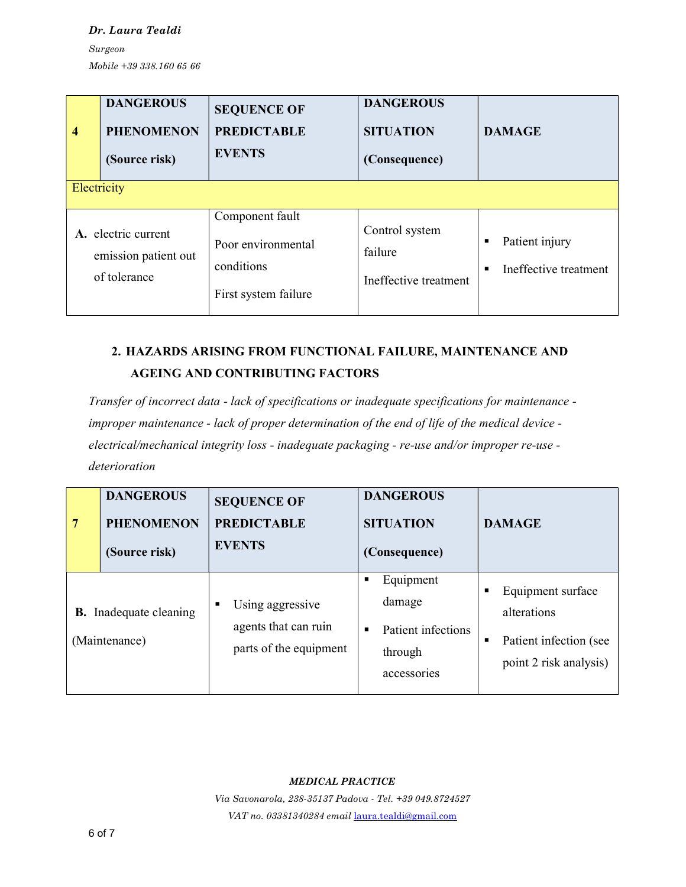| 4 | DANGEROUS PHENOMENON (Source risk) | SEQUENCE OF PREDICTABLE EVENTS | DANGEROUS SITUATION (Consequence) | DAMAGE |
|---|---|---|---|---|
| Electricity | | | | |
| **A.** electric current emission patient out of tolerance | | Component fault<br>Poor environmental conditions<br>First system failure | Control system failure<br>Ineffective treatment | ▪ Patient injury<br>▪ Ineffective treatment |

2. **HAZARDS ARISING FROM FUNCTIONAL FAILURE, MAINTENANCE AND AGEING AND CONTRIBUTING FACTORS**

*Transfer of incorrect data - lack of specifications or inadequate specifications for maintenance - improper maintenance - lack of proper determination of the end of life of the medical device - electrical/mechanical integrity loss - inadequate packaging - re-use and/or improper re-use - deterioration*

| 7 | DANGEROUS PHENOMENON (Source risk) | SEQUENCE OF PREDICTABLE EVENTS | DANGEROUS SITUATION (Consequence) | DAMAGE |
|---|---|---|---|---|
| **B.** Inadequate cleaning (Maintenance) | | ▪ Using aggressive agents that can ruin parts of the equipment | ▪ Equipment damage<br>▪ Patient infections through accessories | ▪ Equipment surface alterations<br>▪ Patient infection (see point 2 risk analysis) |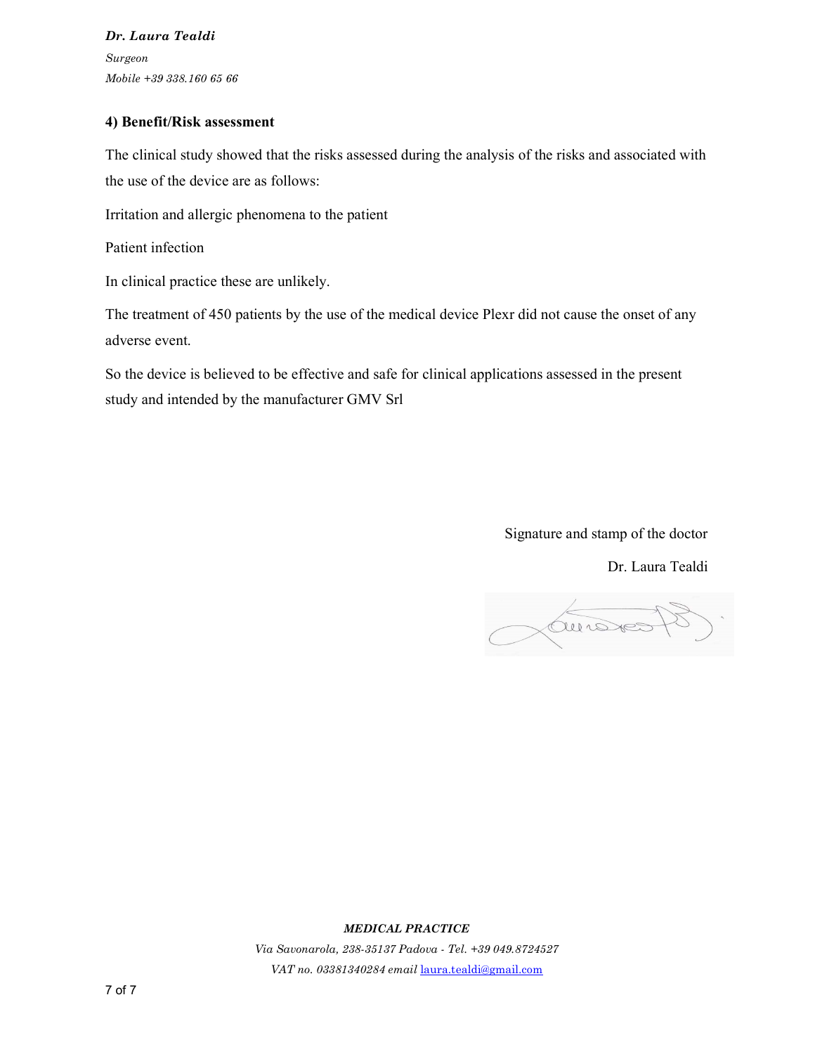### 4) Benefit/Risk assessment

The clinical study showed that the risks assessed during the analysis of the risks and associated with the use of the device are as follows:

Irritation and allergic phenomena to the patient

Patient infection

In clinical practice these are unlikely.

The treatment of 450 patients by the use of the medical device Plexr did not cause the onset of any adverse event.

So the device is believed to be effective and safe for clinical applications assessed in the present study and intended by the manufacturer GMV Srl

Signature and stamp of the doctor

Dr. Laura Tealdi